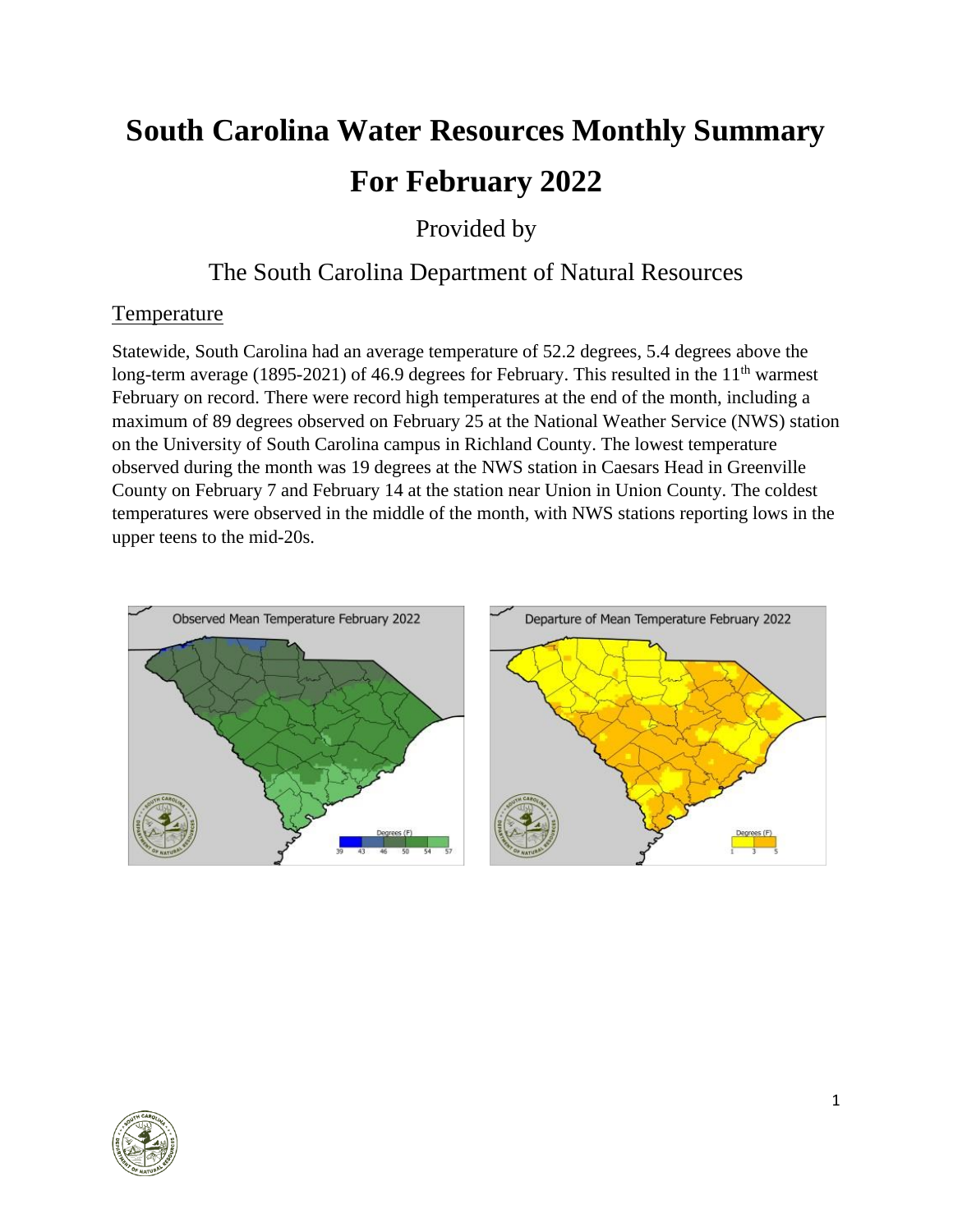# South Carolina Water Resources Monthly Summary

# For February 2022

Provided by

The South Carolina Department of Natural Resources

## Temperature

Statewide, South Carolina had an average temperature of 52.2 degrees, 5.4 degrees above the long-term average (1895-2021) of 46.9 degrees for February. This resulted in the 11th warmest February on record. There were record high temperatures at the end of the month, including a maximum of 89 degrees observed on February 25 at the National Weather Service (NWS) station on the University of South Carolina campus in Richland County. The lowest temperature observed during the month was 19 degrees at the NWS station in Caesars Head in Greenville County on February 7 and February 14 at the station near Union in Union County. The coldest temperatures were observed in the middle of the month, with NWS stations reporting lows in the upper teens to the mid-20s.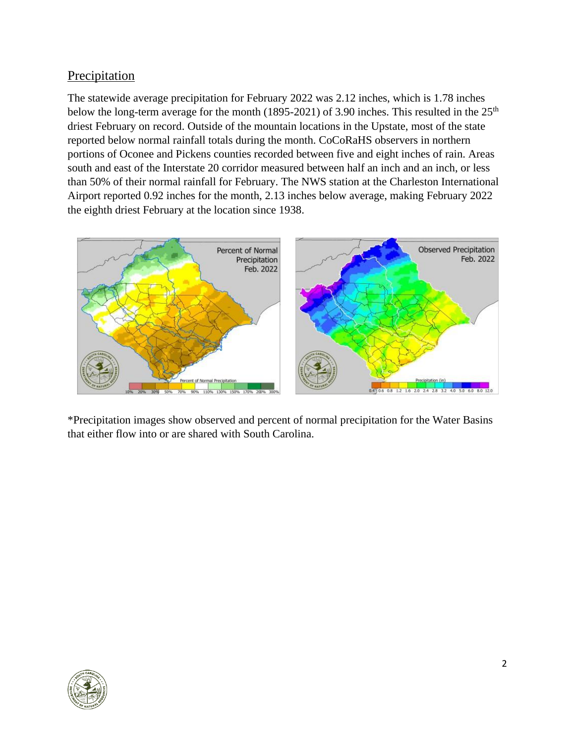## Precipitation

The statewide average precipitation for February 2022 was 2.12 inches, which is 1.78 inches below the long-term average for the month (1895-2021) of 3.90 inches. This resulted in the 25th driest February on record. Outside of the mountain locations in the Upstate, most of the state reported below normal rainfall totals during the month. CoCoRaHS observers in northern portions of Oconee and Pickens counties recorded between five and eight inches of rain. Areas south and east of the Interstate 20 corridor measured between half an inch and an inch, or less than 50% of their normal rainfall for February. The NWS station at the Charleston International Airport reported 0.92 inches for the month, 2.13 inches below average, making February 2022 the eighth driest February at the location since 1938.

*Precipitation images show observed and percent of normal precipitation for the Water Basins that either flow into or are shared with South Carolina.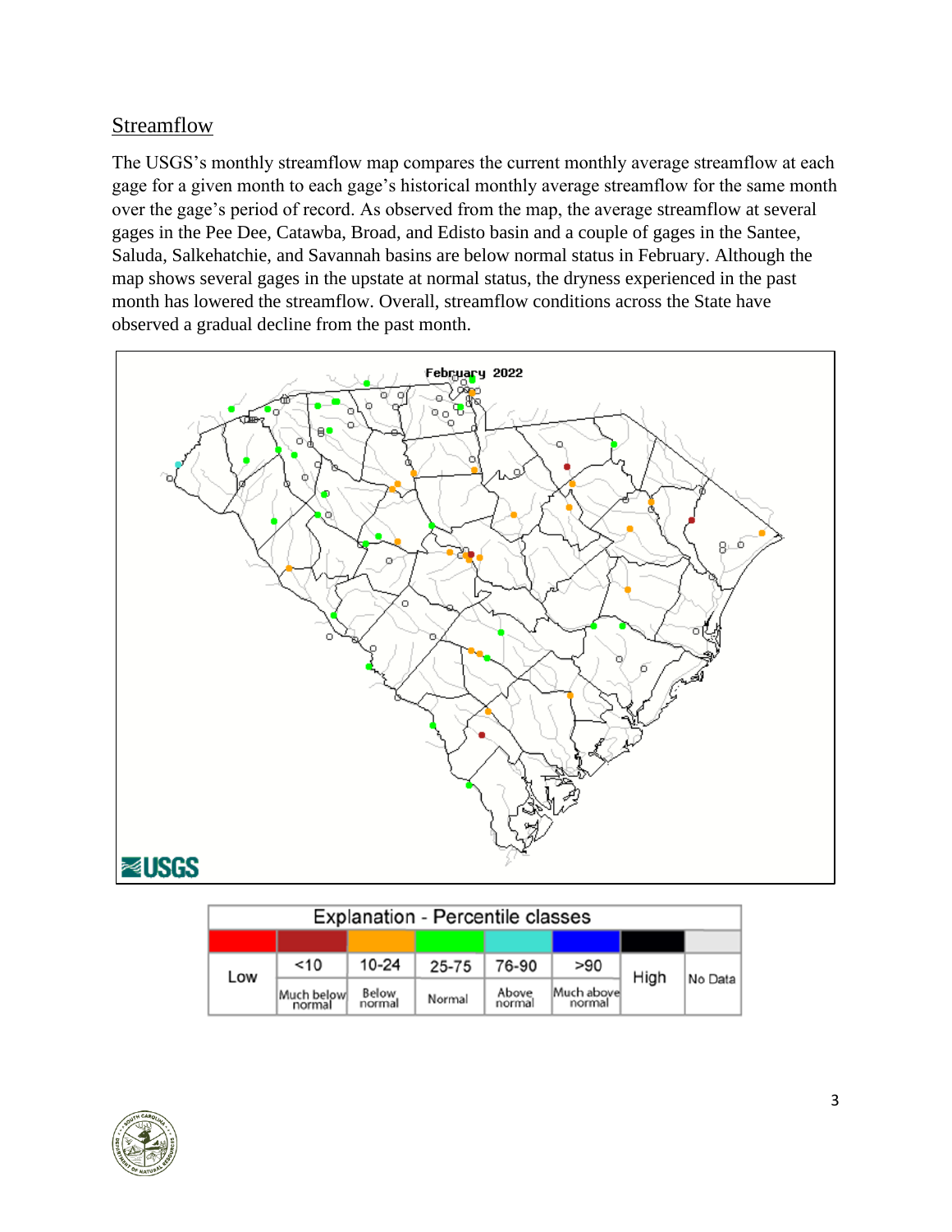## Streamflow

The USGS's monthly streamflow map compares the current monthly average streamflow at each gage for a given month to each gage's historical monthly average streamflow for the same month over the gage's period of record. As observed from the map, the average streamflow at several gages in the Pee Dee, Catawba, Broad, and Edisto basin and a couple of gages in the Santee, Saluda, Salkehatchie, and Savannah basins are below normal status in February. Although the map shows several gages in the upstate at normal status, the dryness experienced in the past month has lowered the streamflow. Overall, streamflow conditions across the State have observed a gradual decline from the past month.

| Explanation - Percentile classes | | | | | | | |
|---|---|---|---|---|---|---|---|
| Low | <10 | 10-24 | 25-75 | 76-90 | >90 | High | No Data |
| | Much below normal | Below normal | Normal | Above normal | Much above normal | | |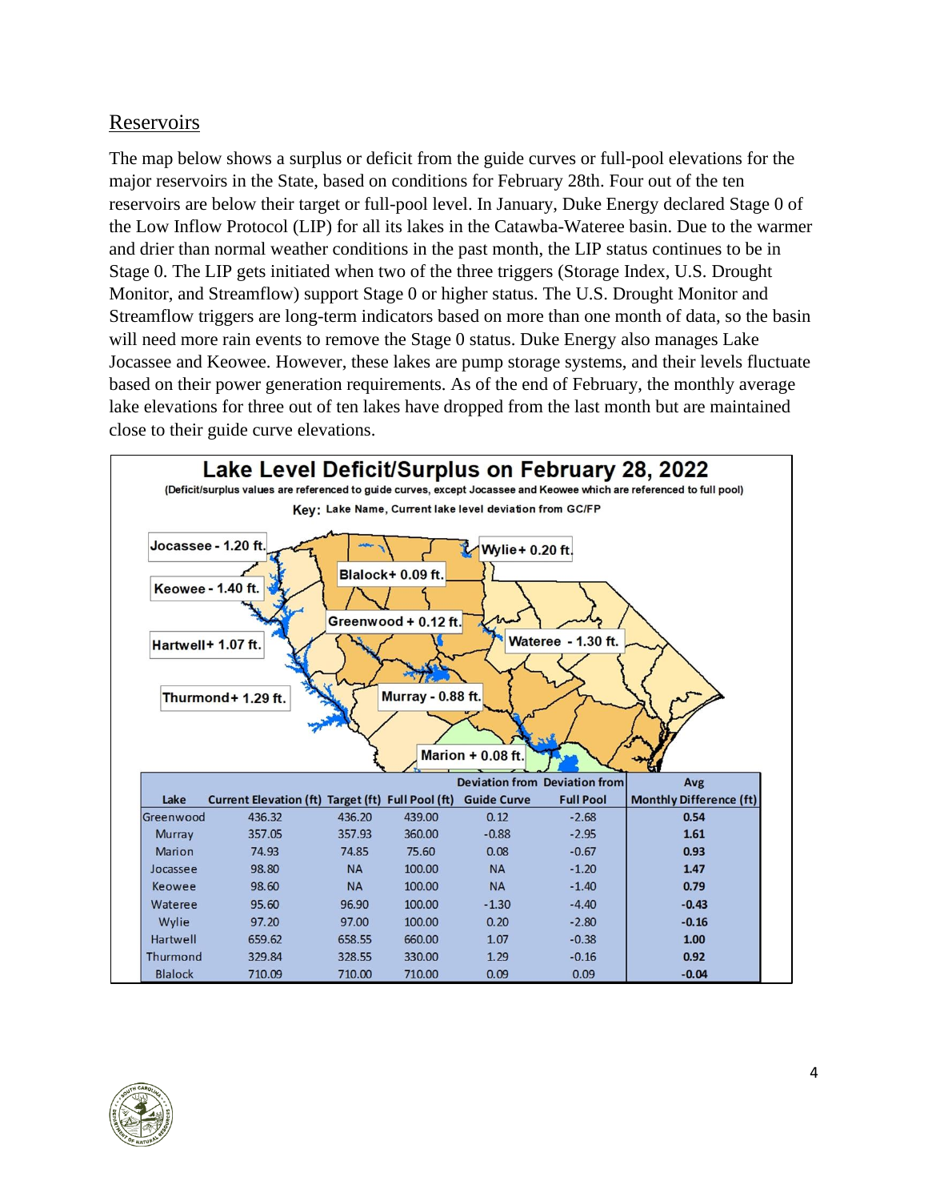## Reservoirs

The map below shows a surplus or deficit from the guide curves or full-pool elevations for the major reservoirs in the State, based on conditions for February 28th. Four out of the ten reservoirs are below their target or full-pool level. In January, Duke Energy declared Stage 0 of the Low Inflow Protocol (LIP) for all its lakes in the Catawba-Wateree basin. Due to the warmer and drier than normal weather conditions in the past month, the LIP status continues to be in Stage 0. The LIP gets initiated when two of the three triggers (Storage Index, U.S. Drought Monitor, and Streamflow) support Stage 0 or higher status. The U.S. Drought Monitor and Streamflow triggers are long-term indicators based on more than one month of data, so the basin will need more rain events to remove the Stage 0 status. Duke Energy also manages Lake Jocassee and Keowee. However, these lakes are pump storage systems, and their levels fluctuate based on their power generation requirements. As of the end of February, the monthly average lake elevations for three out of ten lakes have dropped from the last month but are maintained close to their guide curve elevations.

**Lake Level Deficit/Surplus on February 28, 2022**

(Deficit/surplus values are referenced to guide curves, except Jocassee and Keowee which are referenced to full pool)

Key: Lake Name, Current lake level deviation from GC/FP

Jocassee - 1.20 ft. | Keowee - 1.40 ft. | Hartwell+ 1.07 ft. | Thurmond+ 1.29 ft. | Blalock+ 0.09 ft. | Greenwood + 0.12 ft. | Murray - 0.88 ft. | Marion + 0.08 ft. | Wylie+ 0.20 ft. | Wateree - 1.30 ft.

| Lake | Current Elevation (ft) | Target (ft) | Full Pool (ft) | Deviation from Guide Curve | Deviation from Full Pool | Avg Monthly Difference (ft) |
|---|---|---|---|---|---|---|
| Greenwood | 436.32 | 436.20 | 439.00 | 0.12 | -2.68 | **0.54** |
| Murray | 357.05 | 357.93 | 360.00 | -0.88 | -2.95 | **1.61** |
| Marion | 74.93 | 74.85 | 75.60 | 0.08 | -0.67 | **0.93** |
| Jocassee | 98.80 | NA | 100.00 | NA | -1.20 | **1.47** |
| Keowee | 98.60 | NA | 100.00 | NA | -1.40 | **0.79** |
| Wateree | 95.60 | 96.90 | 100.00 | -1.30 | -4.40 | **-0.43** |
| Wylie | 97.20 | 97.00 | 100.00 | 0.20 | -2.80 | **-0.16** |
| Hartwell | 659.62 | 658.55 | 660.00 | 1.07 | -0.38 | **1.00** |
| Thurmond | 329.84 | 328.55 | 330.00 | 1.29 | -0.16 | **0.92** |
| Blalock | 710.09 | 710.00 | 710.00 | 0.09 | 0.09 | **-0.04** |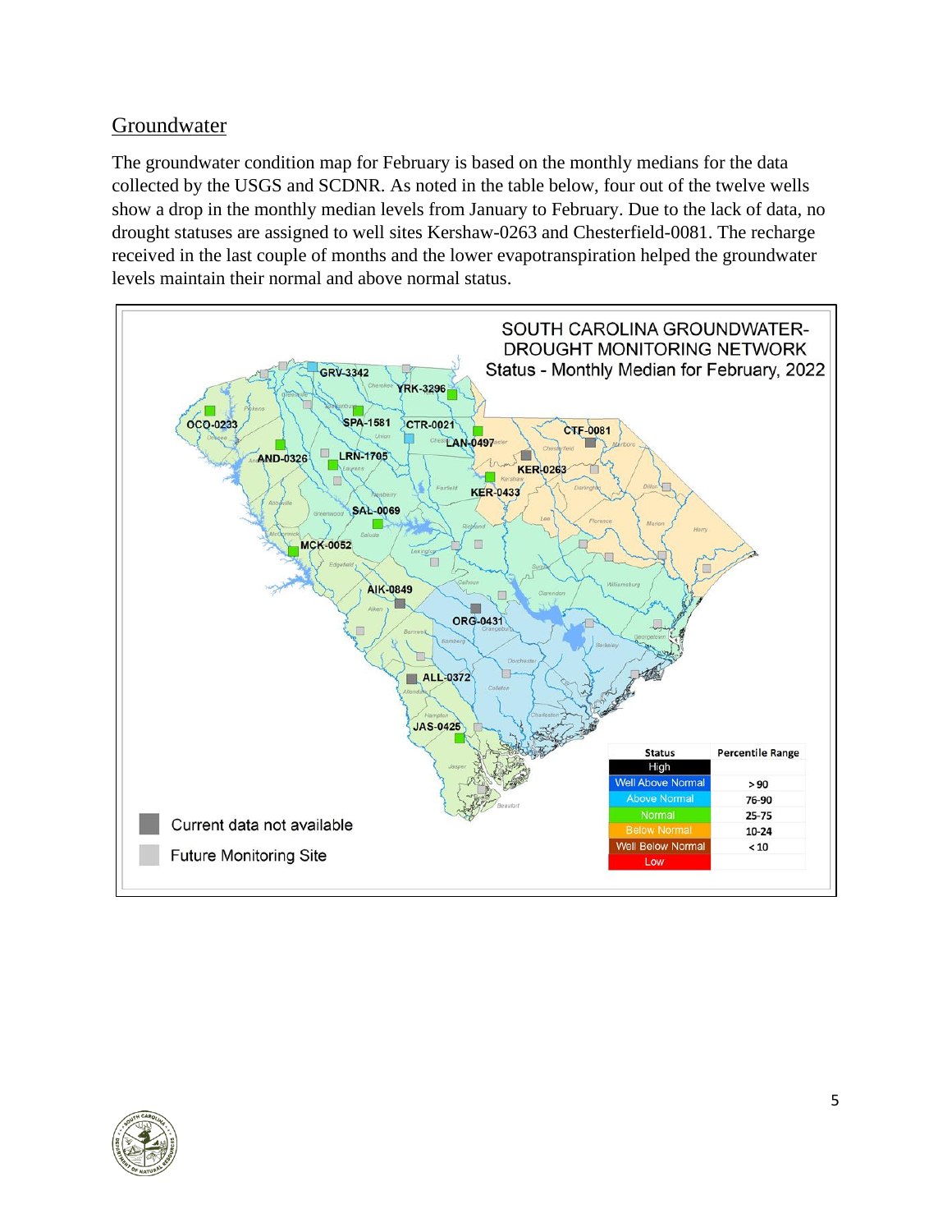## Groundwater

The groundwater condition map for February is based on the monthly medians for the data collected by the USGS and SCDNR. As noted in the table below, four out of the twelve wells show a drop in the monthly median levels from January to February. Due to the lack of data, no drought statuses are assigned to well sites Kershaw-0263 and Chesterfield-0081. The recharge received in the last couple of months and the lower evapotranspiration helped the groundwater levels maintain their normal and above normal status.

SOUTH CAROLINA GROUNDWATER-DROUGHT MONITORING NETWORK
Status - Monthly Median for February, 2022

| Status | Percentile Range |
|---|---|
| High | |
| Well Above Normal | > 90 |
| Above Normal | 76-90 |
| Normal | 25-75 |
| Below Normal | 10-24 |
| Well Below Normal | < 10 |
| Low | |

Current data not available

Future Monitoring Site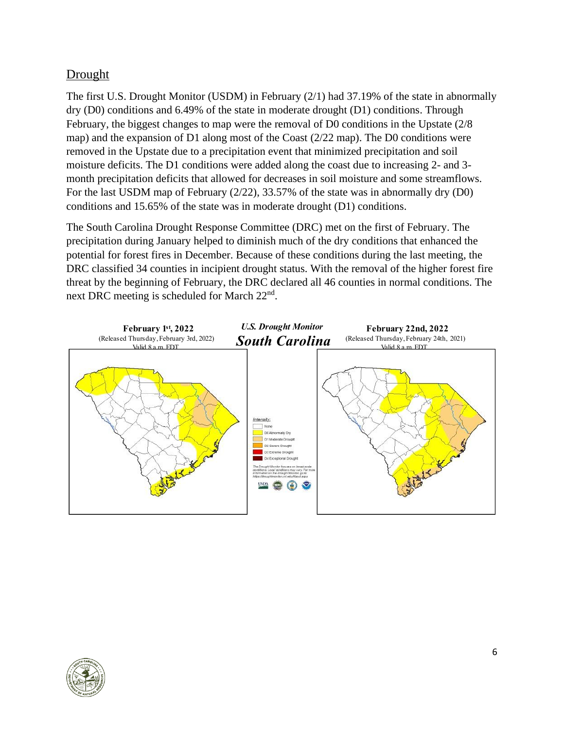## Drought

The first U.S. Drought Monitor (USDM) in February (2/1) had 37.19% of the state in abnormally dry (D0) conditions and 6.49% of the state in moderate drought (D1) conditions. Through February, the biggest changes to map were the removal of D0 conditions in the Upstate (2/8 map) and the expansion of D1 along most of the Coast (2/22 map). The D0 conditions were removed in the Upstate due to a precipitation event that minimized precipitation and soil moisture deficits. The D1 conditions were added along the coast due to increasing 2- and 3-month precipitation deficits that allowed for decreases in soil moisture and some streamflows. For the last USDM map of February (2/22), 33.57% of the state was in abnormally dry (D0) conditions and 15.65% of the state was in moderate drought (D1) conditions.

The South Carolina Drought Response Committee (DRC) met on the first of February. The precipitation during January helped to diminish much of the dry conditions that enhanced the potential for forest fires in December. Because of these conditions during the last meeting, the DRC classified 34 counties in incipient drought status. With the removal of the higher forest fire threat by the beginning of February, the DRC declared all 46 counties in normal conditions. The next DRC meeting is scheduled for March 22nd.

**February 1st, 2022**
(Released Thursday, February 3rd, 2022)
Valid 8 a.m. EDT

***U.S. Drought Monitor***
***South Carolina***

**February 22nd, 2022**
(Released Thursday, February 24th, 2021)
Valid 8 a.m. EDT

*Intensity:*
- None
- D0 Abnormally Dry
- D1 Moderate Drought
- D2 Severe Drought
- D3 Extreme Drought
- D4 Exceptional Drought

*The Drought Monitor focuses on broad-scale conditions. Local conditions may vary. For more information on the Drought Monitor, go to https://droughtmonitor.unl.edu/About.aspx*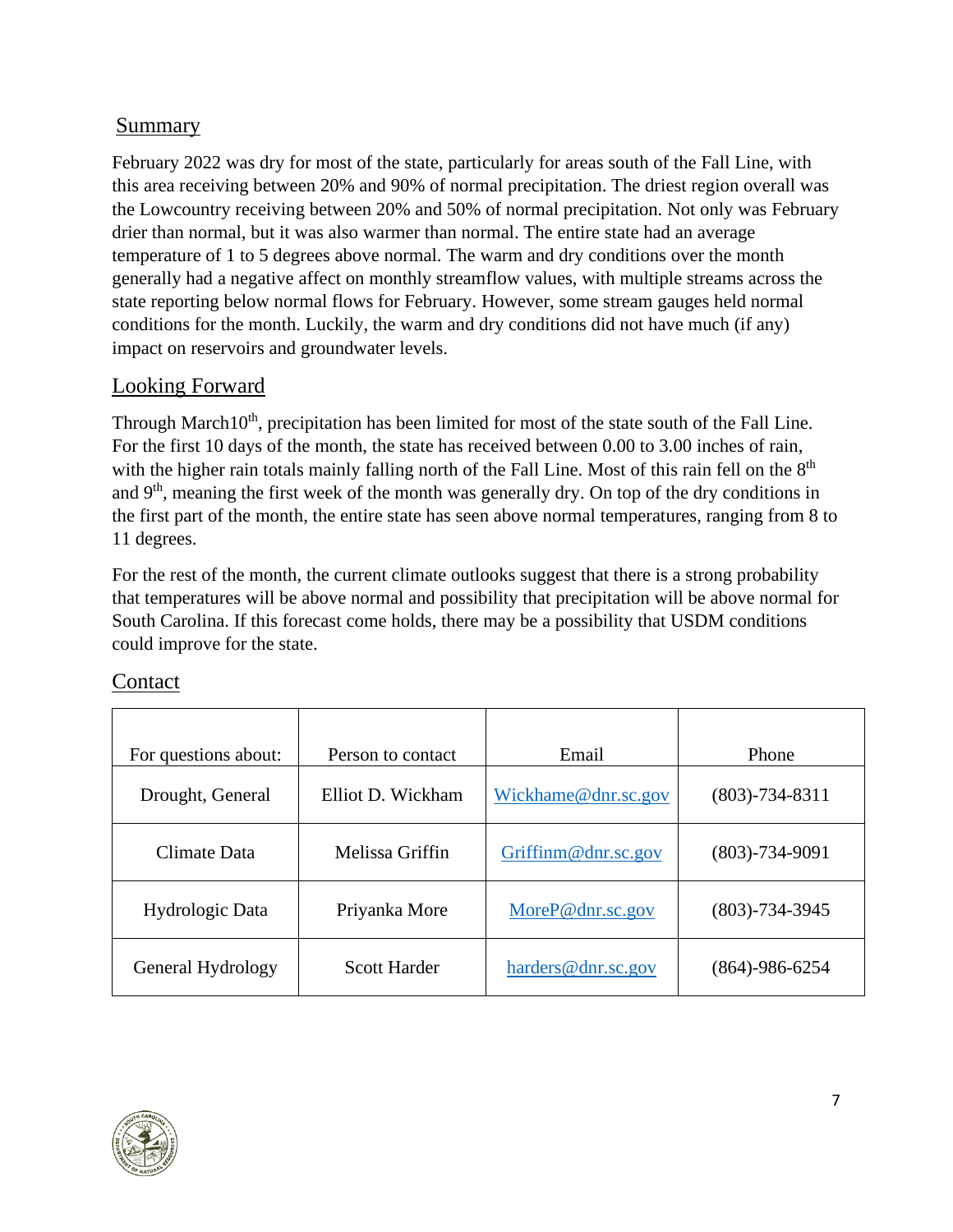## Summary

February 2022 was dry for most of the state, particularly for areas south of the Fall Line, with this area receiving between 20% and 90% of normal precipitation. The driest region overall was the Lowcountry receiving between 20% and 50% of normal precipitation. Not only was February drier than normal, but it was also warmer than normal. The entire state had an average temperature of 1 to 5 degrees above normal. The warm and dry conditions over the month generally had a negative affect on monthly streamflow values, with multiple streams across the state reporting below normal flows for February. However, some stream gauges held normal conditions for the month. Luckily, the warm and dry conditions did not have much (if any) impact on reservoirs and groundwater levels.

## Looking Forward

Through March10th, precipitation has been limited for most of the state south of the Fall Line. For the first 10 days of the month, the state has received between 0.00 to 3.00 inches of rain, with the higher rain totals mainly falling north of the Fall Line. Most of this rain fell on the 8th and 9th, meaning the first week of the month was generally dry. On top of the dry conditions in the first part of the month, the entire state has seen above normal temperatures, ranging from 8 to 11 degrees.

For the rest of the month, the current climate outlooks suggest that there is a strong probability that temperatures will be above normal and possibility that precipitation will be above normal for South Carolina. If this forecast come holds, there may be a possibility that USDM conditions could improve for the state.

## Contact

| For questions about: | Person to contact | Email | Phone |
|---|---|---|---|
| Drought, General | Elliot D. Wickham | Wickhame@dnr.sc.gov | (803)-734-8311 |
| Climate Data | Melissa Griffin | Griffinm@dnr.sc.gov | (803)-734-9091 |
| Hydrologic Data | Priyanka More | MoreP@dnr.sc.gov | (803)-734-3945 |
| General Hydrology | Scott Harder | harders@dnr.sc.gov | (864)-986-6254 |